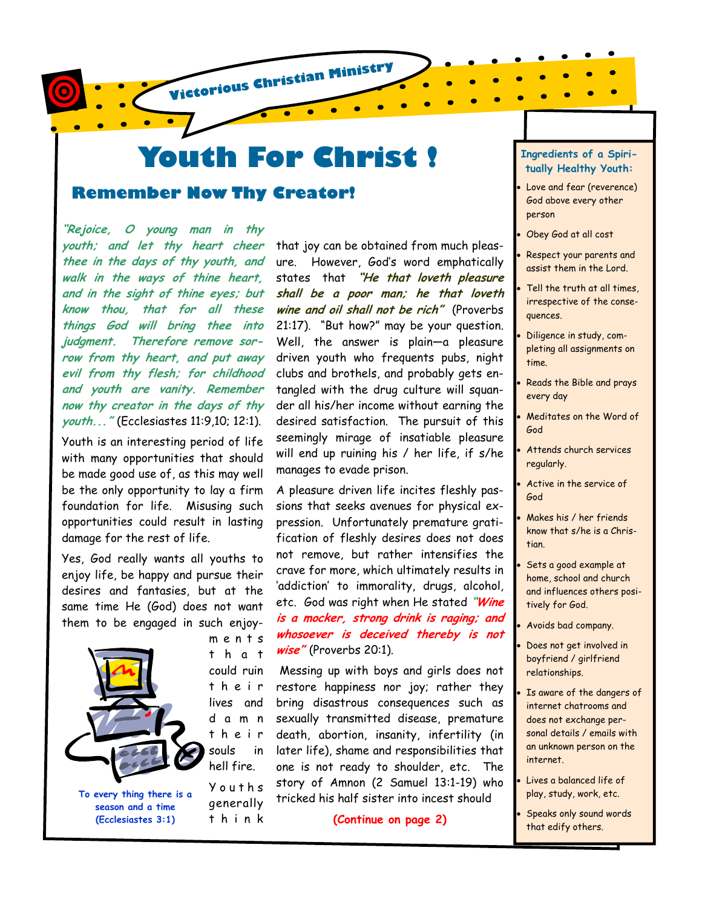Victorious Christian Ministry

# Youth For Christ !

## Remember Now Thy Creator!

***"Rejoice, O young man in thy youth; and let thy heart cheer thee in the days of thy youth, and walk in the ways of thine heart, and in the sight of thine eyes; but know thou, that for all these things God will bring thee into judgment. Therefore remove sorrow from thy heart, and put away evil from thy flesh; for childhood and youth are vanity. Remember now thy creator in the days of thy youth..."*** (Ecclesiastes 11:9,10; 12:1).

Youth is an interesting period of life with many opportunities that should be made good use of, as this may well be the only opportunity to lay a firm foundation for life. Misusing such opportunities could result in lasting damage for the rest of life.

Yes, God really wants all youths to enjoy life, be happy and pursue their desires and fantasies, but at the same time He (God) does not want them to be engaged in such enjoyments that could ruin their lives and damn their souls in hell fire.

To every thing there is a season and a time (Ecclesiastes 3:1)

Youths generally think that joy can be obtained from much pleasure. However, God's word emphatically states that ***"He that loveth pleasure shall be a poor man; he that loveth wine and oil shall not be rich"*** (Proverbs 21:17). "But how?" may be your question. Well, the answer is plain—a pleasure driven youth who frequents pubs, night clubs and brothels, and probably gets entangled with the drug culture will squander all his/her income without earning the desired satisfaction. The pursuit of this seemingly mirage of insatiable pleasure will end up ruining his / her life, if s/he manages to evade prison.

A pleasure driven life incites fleshly passions that seeks avenues for physical expression. Unfortunately premature gratification of fleshly desires does not does not remove, but rather intensifies the crave for more, which ultimately results in 'addiction' to immorality, drugs, alcohol, etc. God was right when He stated ***"Wine is a mocker, strong drink is raging; and whosoever is deceived thereby is not wise"*** (Proverbs 20:1).

Messing up with boys and girls does not restore happiness nor joy; rather they bring disastrous consequences such as sexually transmitted disease, premature death, abortion, insanity, infertility (in later life), shame and responsibilities that one is not ready to shoulder, etc. The story of Amnon (2 Samuel 13:1-19) who tricked his half sister into incest should

**(Continue on page 2)**

### Ingredients of a Spiritually Healthy Youth:

- Love and fear (reverence) God above every other person
- Obey God at all cost
- Respect your parents and assist them in the Lord.
- Tell the truth at all times, irrespective of the consequences.
- Diligence in study, completing all assignments on time.
- Reads the Bible and prays every day
- Meditates on the Word of God
- Attends church services regularly.
- Active in the service of God
- Makes his / her friends know that s/he is a Christian.
- Sets a good example at home, school and church and influences others positively for God.
- Avoids bad company.
- Does not get involved in boyfriend / girlfriend relationships.
- Is aware of the dangers of internet chatrooms and does not exchange personal details / emails with an unknown person on the internet.
- Lives a balanced life of play, study, work, etc.
- Speaks only sound words that edify others.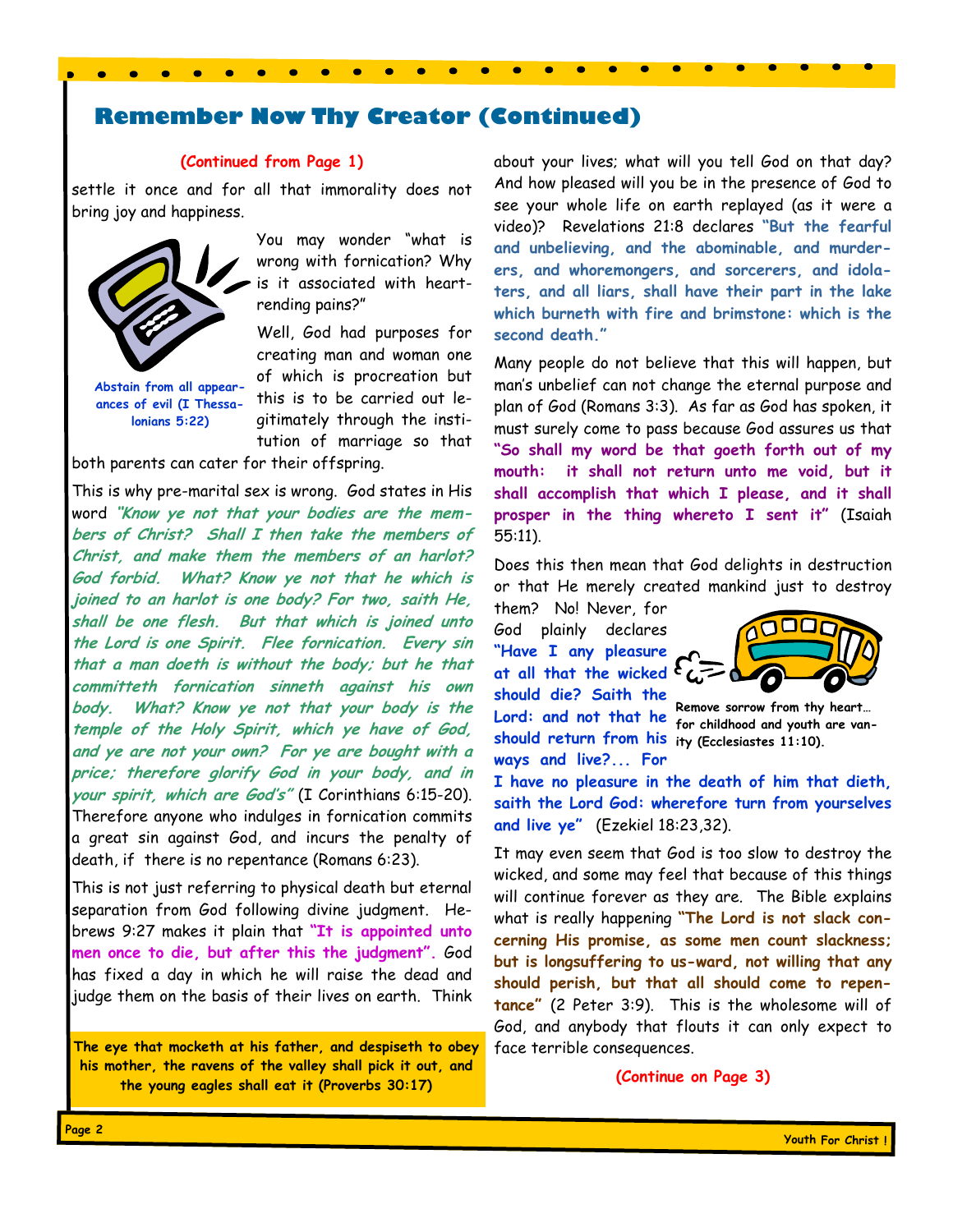## Remember Now Thy Creator (Continued)

**(Continued from Page 1)**

settle it once and for all that immorality does not bring joy and happiness.

You may wonder "what is wrong with fornication? Why is it associated with heart-rending pains?"

Well, God had purposes for creating man and woman one of which is procreation but this is to be carried out legitimately through the institution of marriage so that both parents can cater for their offspring.

**Abstain from all appearances of evil (I Thessalonians 5:22)**

This is why pre-marital sex is wrong. God states in His word ***"Know ye not that your bodies are the members of Christ? Shall I then take the members of Christ, and make them the members of an harlot? God forbid. What? Know ye not that he which is joined to an harlot is one body? For two, saith He, shall be one flesh. But that which is joined unto the Lord is one Spirit. Flee fornication. Every sin that a man doeth is without the body; but he that committeth fornication sinneth against his own body. What? Know ye not that your body is the temple of the Holy Spirit, which ye have of God, and ye are not your own? For ye are bought with a price; therefore glorify God in your body, and in your spirit, which are God's"*** (I Corinthians 6:15-20). Therefore anyone who indulges in fornication commits a great sin against God, and incurs the penalty of death, if there is no repentance (Romans 6:23).

This is not just referring to physical death but eternal separation from God following divine judgment. Hebrews 9:27 makes it plain that **"It is appointed unto men once to die, but after this the judgment".** God has fixed a day in which he will raise the dead and judge them on the basis of their lives on earth. Think about your lives; what will you tell God on that day? And how pleased will you be in the presence of God to see your whole life on earth replayed (as it were a video)? Revelations 21:8 declares **"But the fearful and unbelieving, and the abominable, and murderers, and whoremongers, and sorcerers, and idolaters, and all liars, shall have their part in the lake which burneth with fire and brimstone: which is the second death."**

**The eye that mocketh at his father, and despiseth to obey his mother, the ravens of the valley shall pick it out, and the young eagles shall eat it (Proverbs 30:17)**

Many people do not believe that this will happen, but man's unbelief can not change the eternal purpose and plan of God (Romans 3:3). As far as God has spoken, it must surely come to pass because God assures us that **"So shall my word be that goeth forth out of my mouth: it shall not return unto me void, but it shall accomplish that which I please, and it shall prosper in the thing whereto I sent it"** (Isaiah 55:11).

Does this then mean that God delights in destruction or that He merely created mankind just to destroy them? No! Never, for God plainly declares **"Have I any pleasure at all that the wicked should die? Saith the Lord: and not that he should return from his ways and live?... For I have no pleasure in the death of him that dieth, saith the Lord God: wherefore turn from yourselves and live ye"** (Ezekiel 18:23,32).

**Remove sorrow from thy heart… for childhood and youth are vanity (Ecclesiastes 11:10).**

It may even seem that God is too slow to destroy the wicked, and some may feel that because of this things will continue forever as they are. The Bible explains what is really happening **"The Lord is not slack concerning His promise, as some men count slackness; but is longsuffering to us-ward, not willing that any should perish, but that all should come to repentance"** (2 Peter 3:9). This is the wholesome will of God, and anybody that flouts it can only expect to face terrible consequences.

**(Continue on Page 3)**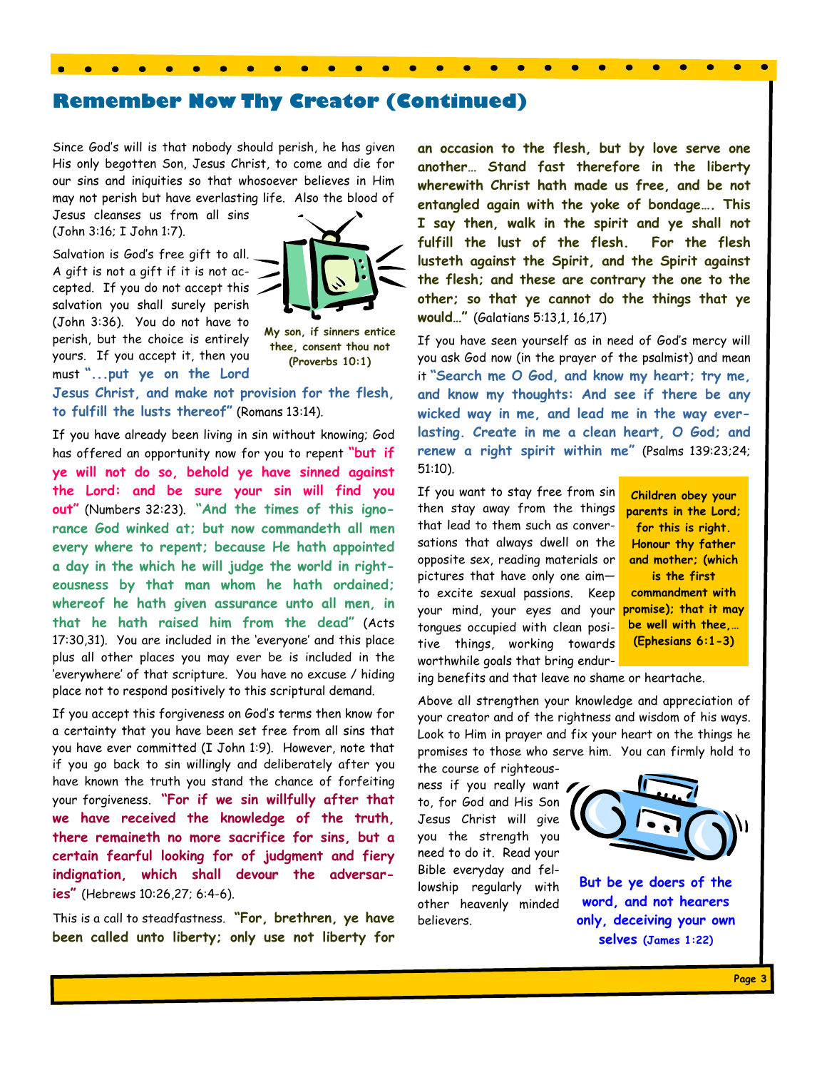## Remember Now Thy Creator (Continued)

Since God's will is that nobody should perish, he has given His only begotten Son, Jesus Christ, to come and die for our sins and iniquities so that whosoever believes in Him may not perish but have everlasting life. Also the blood of Jesus cleanses us from all sins (John 3:16; I John 1:7).

Salvation is God's free gift to all. A gift is not a gift if it is not accepted. If you do not accept this salvation you shall surely perish (John 3:36). You do not have to perish, but the choice is entirely yours. If you accept it, then you must **"...put ye on the Lord Jesus Christ, and make not provision for the flesh, to fulfill the lusts thereof"** (Romans 13:14).

**My son, if sinners entice thee, consent thou not (Proverbs 10:1)**

If you have already been living in sin without knowing; God has offered an opportunity now for you to repent **"but if ye will not do so, behold ye have sinned against the Lord: and be sure your sin will find you out"** (Numbers 32:23). **"And the times of this ignorance God winked at; but now commandeth all men every where to repent; because He hath appointed a day in the which he will judge the world in righteousness by that man whom he hath ordained; whereof he hath given assurance unto all men, in that he hath raised him from the dead"** (Acts 17:30,31). You are included in the 'everyone' and this place plus all other places you may ever be is included in the 'everywhere' of that scripture. You have no excuse / hiding place not to respond positively to this scriptural demand.

If you accept this forgiveness on God's terms then know for a certainty that you have been set free from all sins that you have ever committed (I John 1:9). However, note that if you go back to sin willingly and deliberately after you have known the truth you stand the chance of forfeiting your forgiveness. **"For if we sin willfully after that we have received the knowledge of the truth, there remaineth no more sacrifice for sins, but a certain fearful looking for of judgment and fiery indignation, which shall devour the adversaries"** (Hebrews 10:26,27; 6:4-6).

This is a call to steadfastness. **"For, brethren, ye have been called unto liberty; only use not liberty for an occasion to the flesh, but by love serve one another… Stand fast therefore in the liberty wherewith Christ hath made us free, and be not entangled again with the yoke of bondage…. This I say then, walk in the spirit and ye shall not fulfill the lust of the flesh. For the flesh lusteth against the Spirit, and the Spirit against the flesh; and these are contrary the one to the other; so that ye cannot do the things that ye would…"** (Galatians 5:13,1, 16,17)

If you have seen yourself as in need of God's mercy will you ask God now (in the prayer of the psalmist) and mean it **"Search me O God, and know my heart; try me, and know my thoughts: And see if there be any wicked way in me, and lead me in the way everlasting. Create in me a clean heart, O God; and renew a right spirit within me"** (Psalms 139:23;24; 51:10).

If you want to stay free from sin then stay away from the things that lead to them such as conversations that always dwell on the opposite sex, reading materials or pictures that have only one aim—to excite sexual passions. Keep your mind, your eyes and your tongues occupied with clean positive things, working towards worthwhile goals that bring enduring benefits and that leave no shame or heartache.

**Children obey your parents in the Lord; for this is right. Honour thy father and mother; (which is the first commandment with promise); that it may be well with thee,… (Ephesians 6:1-3)**

Above all strengthen your knowledge and appreciation of your creator and of the rightness and wisdom of his ways. Look to Him in prayer and fix your heart on the things he promises to those who serve him. You can firmly hold to the course of righteousness if you really want to, for God and His Son Jesus Christ will give you the strength you need to do it. Read your Bible everyday and fellowship regularly with other heavenly minded believers.

**But be ye doers of the word, and not hearers only, deceiving your own selves (James 1:22)**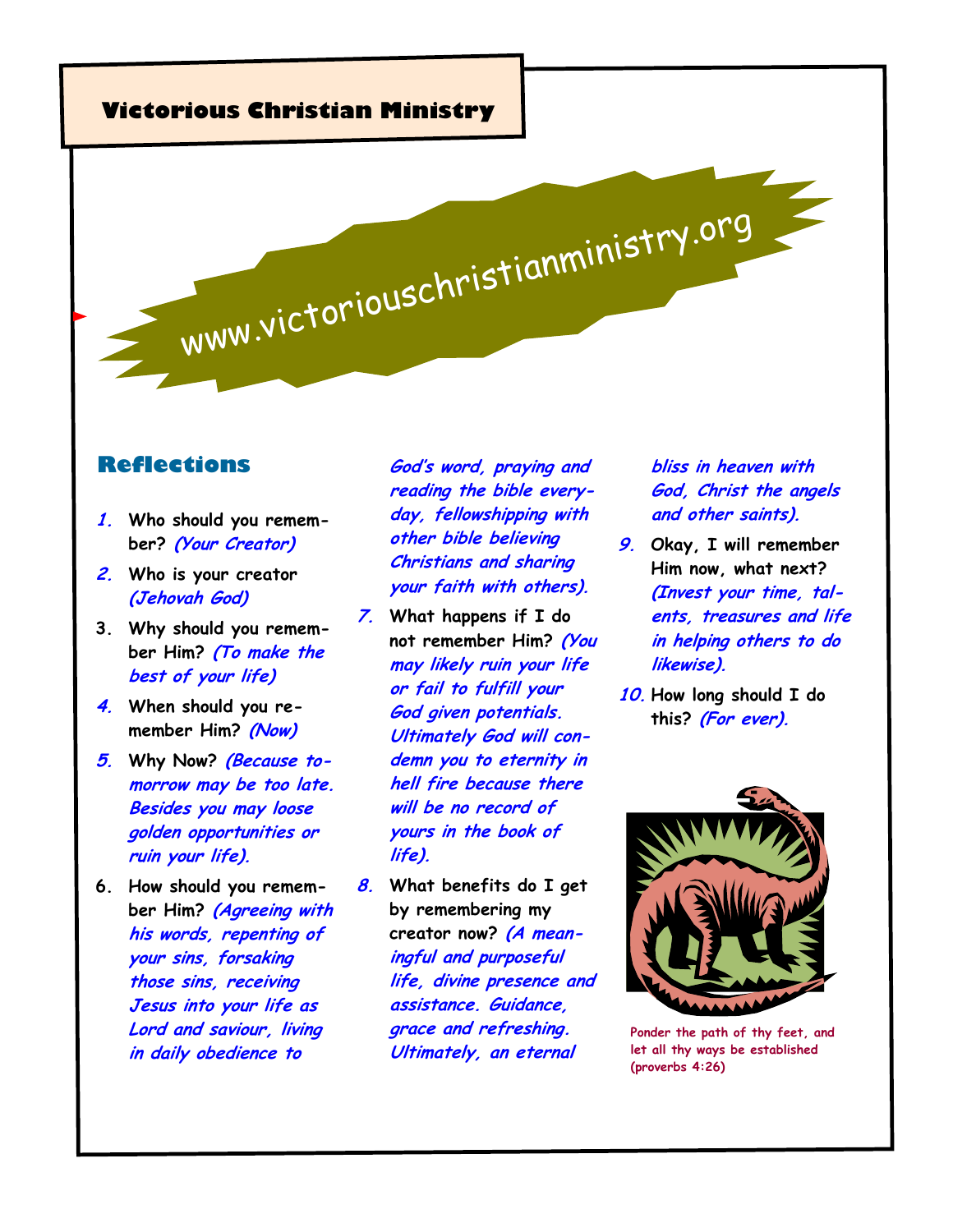Victorious Christian Ministry

www.victoriouschristianministry.org

## Reflections

1. Who should you remember? *(Your Creator)*
2. Who is your creator *(Jehovah God)*
3. Why should you remember Him? *(To make the best of your life)*
4. When should you remember Him? *(Now)*
5. Why Now? *(Because tomorrow may be too late. Besides you may loose golden opportunities or ruin your life).*
6. How should you remember Him? *(Agreeing with his words, repenting of your sins, forsaking those sins, receiving Jesus into your life as Lord and saviour, living in daily obedience to God's word, praying and reading the bible everyday, fellowshipping with other bible believing Christians and sharing your faith with others).*
7. What happens if I do not remember Him? *(You may likely ruin your life or fail to fulfill your God given potentials. Ultimately God will condemn you to eternity in hell fire because there will be no record of yours in the book of life).*
8. What benefits do I get by remembering my creator now? *(A meaningful and purposeful life, divine presence and assistance. Guidance, grace and refreshing. Ultimately, an eternal bliss in heaven with God, Christ the angels and other saints).*
9. Okay, I will remember Him now, what next? *(Invest your time, talents, treasures and life in helping others to do likewise).*
10. How long should I do this? *(For ever).*

Ponder the path of thy feet, and let all thy ways be established (proverbs 4:26)